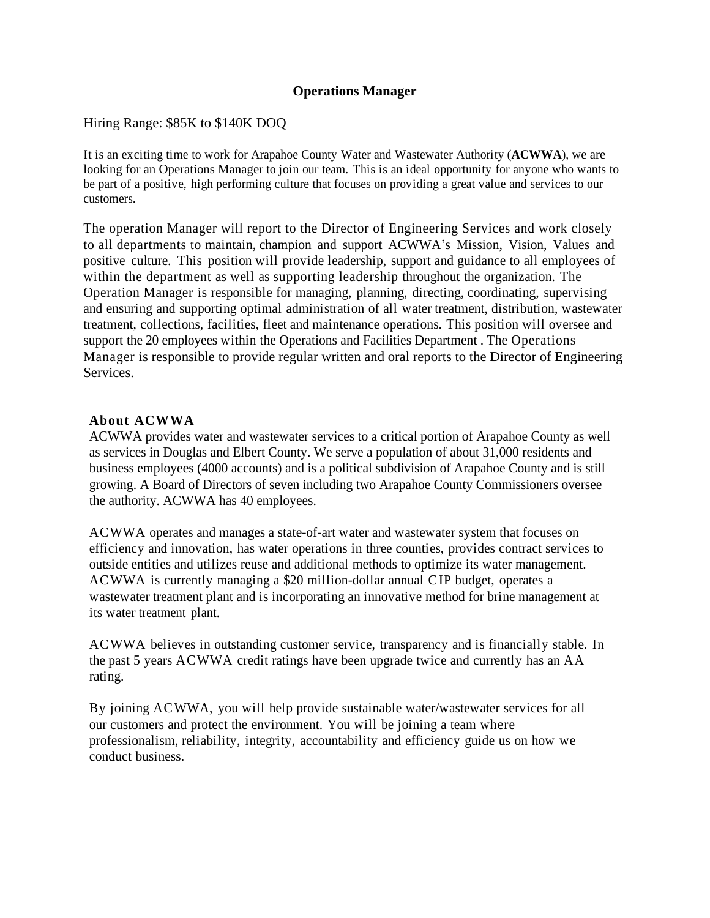# Operations Manager

Hiring Range: $85K to $140K DOQ

It is an exciting time to work for Arapahoe County Water and Wastewater Authority (**ACWWA**), we are looking for an Operations Manager to join our team. This is an ideal opportunity for anyone who wants to be part of a positive, high performing culture that focuses on providing a great value and services to our customers.

The operation Manager will report to the Director of Engineering Services and work closely to all departments to maintain, champion and support ACWWA's Mission, Vision, Values and positive culture. This position will provide leadership, support and guidance to all employees of within the department as well as supporting leadership throughout the organization. The Operation Manager is responsible for managing, planning, directing, coordinating, supervising and ensuring and supporting optimal administration of all water treatment, distribution, wastewater treatment, collections, facilities, fleet and maintenance operations. This position will oversee and support the 20 employees within the Operations and Facilities Department . The Operations Manager is responsible to provide regular written and oral reports to the Director of Engineering Services.

## About ACWWA

ACWWA provides water and wastewater services to a critical portion of Arapahoe County as well as services in Douglas and Elbert County. We serve a population of about 31,000 residents and business employees (4000 accounts) and is a political subdivision of Arapahoe County and is still growing. A Board of Directors of seven including two Arapahoe County Commissioners oversee the authority. ACWWA has 40 employees.

ACWWA operates and manages a state-of-art water and wastewater system that focuses on efficiency and innovation, has water operations in three counties, provides contract services to outside entities and utilizes reuse and additional methods to optimize its water management. ACWWA is currently managing a $20 million-dollar annual CIP budget, operates a wastewater treatment plant and is incorporating an innovative method for brine management at its water treatment plant.

ACWWA believes in outstanding customer service, transparency and is financially stable. In the past 5 years ACWWA credit ratings have been upgrade twice and currently has an AA rating.

By joining ACWWA, you will help provide sustainable water/wastewater services for all our customers and protect the environment. You will be joining a team where professionalism, reliability, integrity, accountability and efficiency guide us on how we conduct business.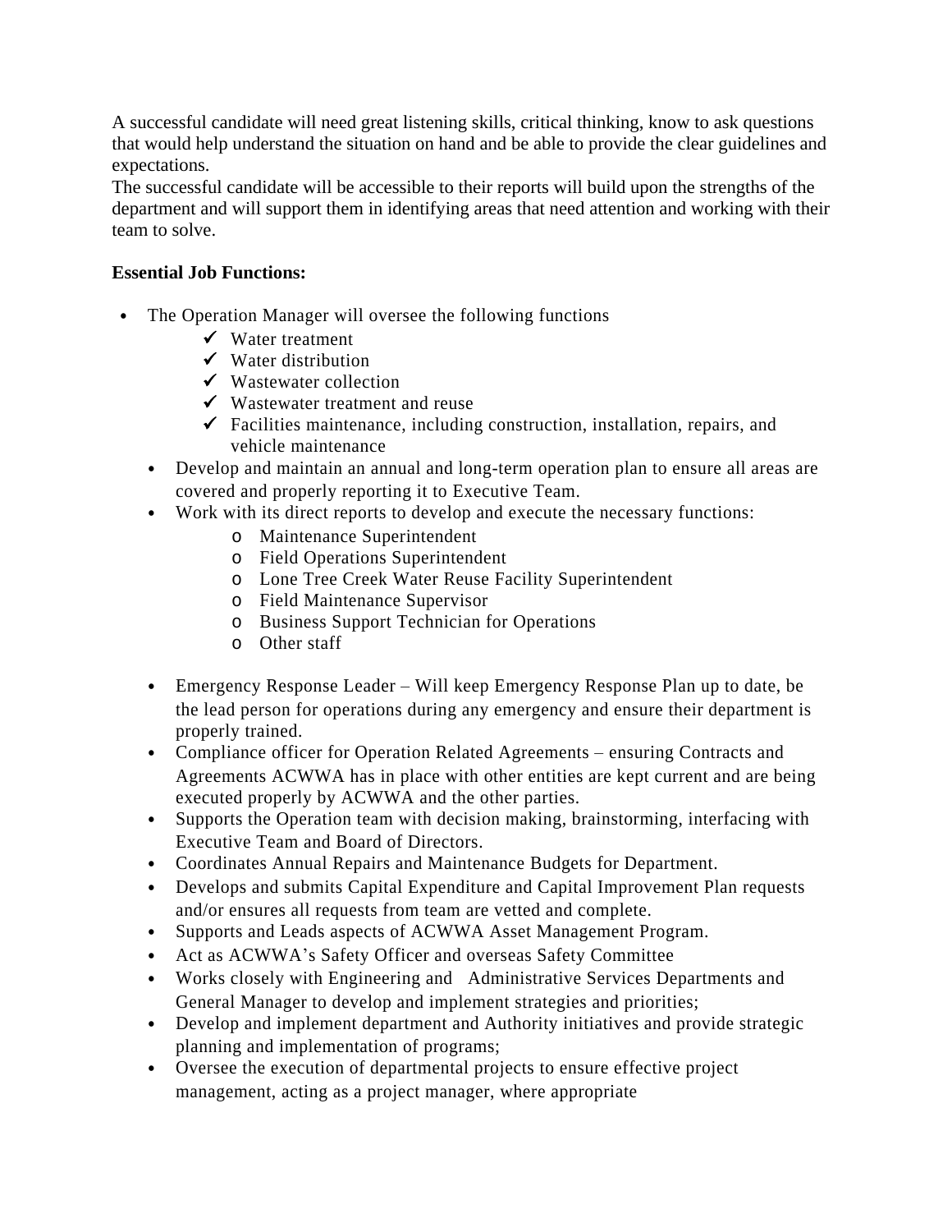A successful candidate will need great listening skills, critical thinking, know to ask questions that would help understand the situation on hand and be able to provide the clear guidelines and expectations.
The successful candidate will be accessible to their reports will build upon the strengths of the department and will support them in identifying areas that need attention and working with their team to solve.

**Essential Job Functions:**

- The Operation Manager will oversee the following functions
  - ✓ Water treatment
  - ✓ Water distribution
  - ✓ Wastewater collection
  - ✓ Wastewater treatment and reuse
  - ✓ Facilities maintenance, including construction, installation, repairs, and vehicle maintenance
- Develop and maintain an annual and long-term operation plan to ensure all areas are covered and properly reporting it to Executive Team.
- Work with its direct reports to develop and execute the necessary functions:
  - Maintenance Superintendent
  - Field Operations Superintendent
  - Lone Tree Creek Water Reuse Facility Superintendent
  - Field Maintenance Supervisor
  - Business Support Technician for Operations
  - Other staff
- Emergency Response Leader – Will keep Emergency Response Plan up to date, be the lead person for operations during any emergency and ensure their department is properly trained.
- Compliance officer for Operation Related Agreements – ensuring Contracts and Agreements ACWWA has in place with other entities are kept current and are being executed properly by ACWWA and the other parties.
- Supports the Operation team with decision making, brainstorming, interfacing with Executive Team and Board of Directors.
- Coordinates Annual Repairs and Maintenance Budgets for Department.
- Develops and submits Capital Expenditure and Capital Improvement Plan requests and/or ensures all requests from team are vetted and complete.
- Supports and Leads aspects of ACWWA Asset Management Program.
- Act as ACWWA's Safety Officer and overseas Safety Committee
- Works closely with Engineering and Administrative Services Departments and General Manager to develop and implement strategies and priorities;
- Develop and implement department and Authority initiatives and provide strategic planning and implementation of programs;
- Oversee the execution of departmental projects to ensure effective project management, acting as a project manager, where appropriate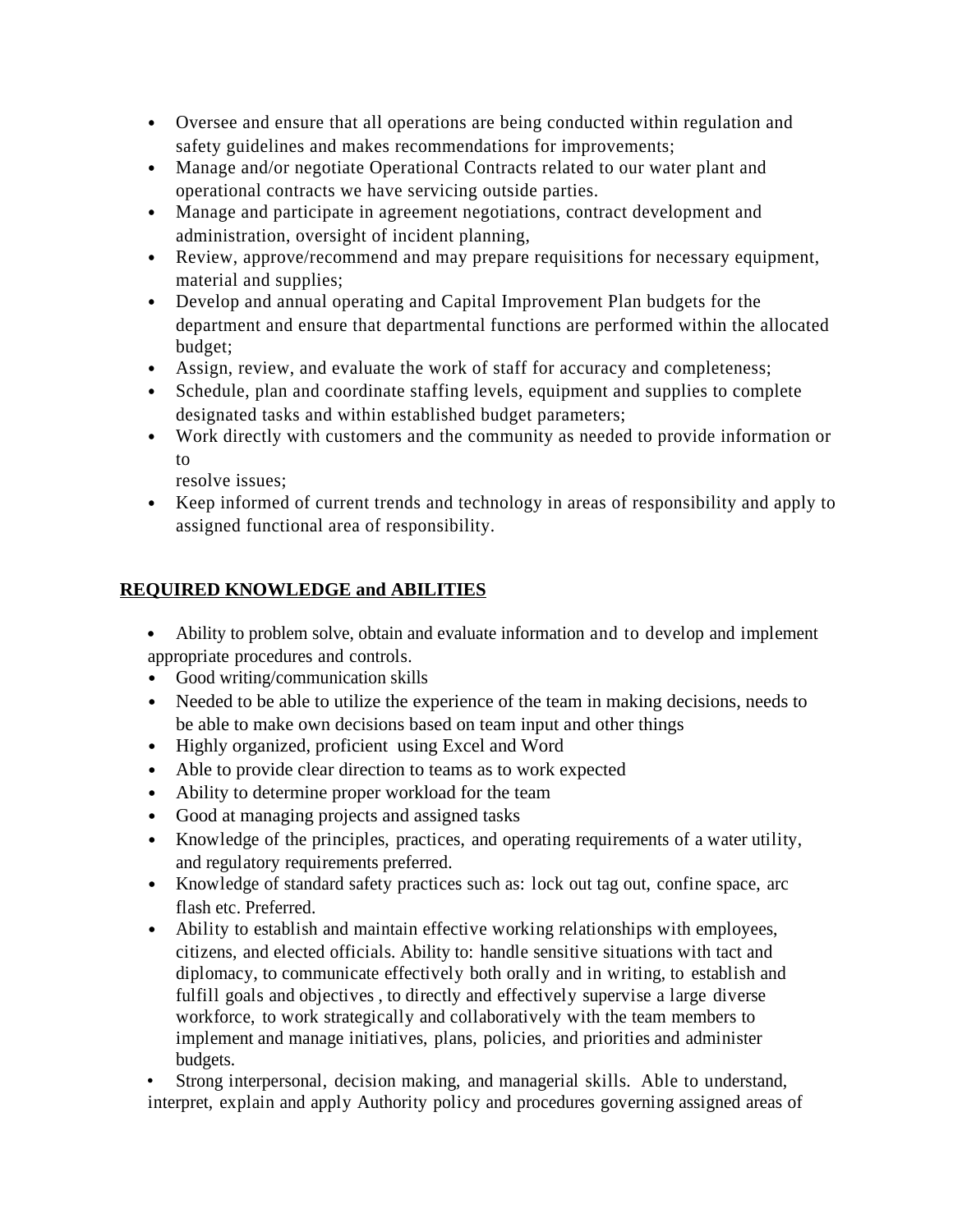- Oversee and ensure that all operations are being conducted within regulation and safety guidelines and makes recommendations for improvements;
- Manage and/or negotiate Operational Contracts related to our water plant and operational contracts we have servicing outside parties.
- Manage and participate in agreement negotiations, contract development and administration, oversight of incident planning,
- Review, approve/recommend and may prepare requisitions for necessary equipment, material and supplies;
- Develop and annual operating and Capital Improvement Plan budgets for the department and ensure that departmental functions are performed within the allocated budget;
- Assign, review, and evaluate the work of staff for accuracy and completeness;
- Schedule, plan and coordinate staffing levels, equipment and supplies to complete designated tasks and within established budget parameters;
- Work directly with customers and the community as needed to provide information or to resolve issues;
- Keep informed of current trends and technology in areas of responsibility and apply to assigned functional area of responsibility.

## REQUIRED KNOWLEDGE and ABILITIES

- Ability to problem solve, obtain and evaluate information and to develop and implement appropriate procedures and controls.
- Good writing/communication skills
- Needed to be able to utilize the experience of the team in making decisions, needs to be able to make own decisions based on team input and other things
- Highly organized, proficient using Excel and Word
- Able to provide clear direction to teams as to work expected
- Ability to determine proper workload for the team
- Good at managing projects and assigned tasks
- Knowledge of the principles, practices, and operating requirements of a water utility, and regulatory requirements preferred.
- Knowledge of standard safety practices such as: lock out tag out, confine space, arc flash etc. Preferred.
- Ability to establish and maintain effective working relationships with employees, citizens, and elected officials. Ability to: handle sensitive situations with tact and diplomacy, to communicate effectively both orally and in writing, to establish and fulfill goals and objectives , to directly and effectively supervise a large diverse workforce, to work strategically and collaboratively with the team members to implement and manage initiatives, plans, policies, and priorities and administer budgets.
- Strong interpersonal, decision making, and managerial skills. Able to understand, interpret, explain and apply Authority policy and procedures governing assigned areas of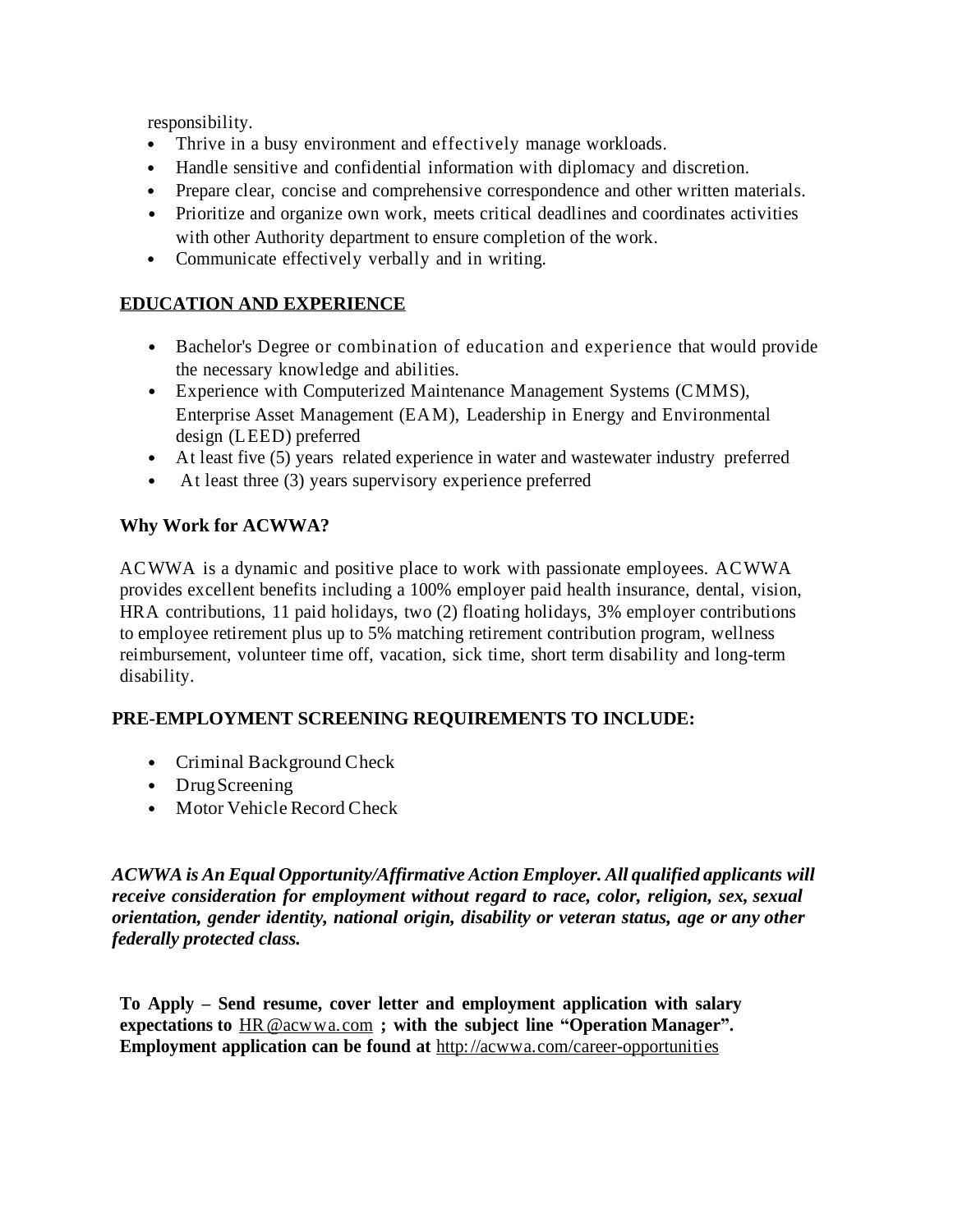responsibility.

- Thrive in a busy environment and effectively manage workloads.
- Handle sensitive and confidential information with diplomacy and discretion.
- Prepare clear, concise and comprehensive correspondence and other written materials.
- Prioritize and organize own work, meets critical deadlines and coordinates activities with other Authority department to ensure completion of the work.
- Communicate effectively verbally and in writing.

## EDUCATION AND EXPERIENCE

- Bachelor's Degree or combination of education and experience that would provide the necessary knowledge and abilities.
- Experience with Computerized Maintenance Management Systems (CMMS), Enterprise Asset Management (EAM), Leadership in Energy and Environmental design (LEED) preferred
- At least five (5) years related experience in water and wastewater industry preferred
- At least three (3) years supervisory experience preferred

## Why Work for ACWWA?

ACWWA is a dynamic and positive place to work with passionate employees. ACWWA provides excellent benefits including a 100% employer paid health insurance, dental, vision, HRA contributions, 11 paid holidays, two (2) floating holidays, 3% employer contributions to employee retirement plus up to 5% matching retirement contribution program, wellness reimbursement, volunteer time off, vacation, sick time, short term disability and long-term disability.

## PRE-EMPLOYMENT SCREENING REQUIREMENTS TO INCLUDE:

- Criminal Background Check
- Drug Screening
- Motor Vehicle Record Check

***ACWWA is An Equal Opportunity/Affirmative Action Employer. All qualified applicants will receive consideration for employment without regard to race, color, religion, sex, sexual orientation, gender identity, national origin, disability or veteran status, age or any other federally protected class.***

**To Apply – Send resume, cover letter and employment application with salary expectations to** HR@acwwa.com **; with the subject line "Operation Manager". Employment application can be found at** http://acwwa.com/career-opportunities